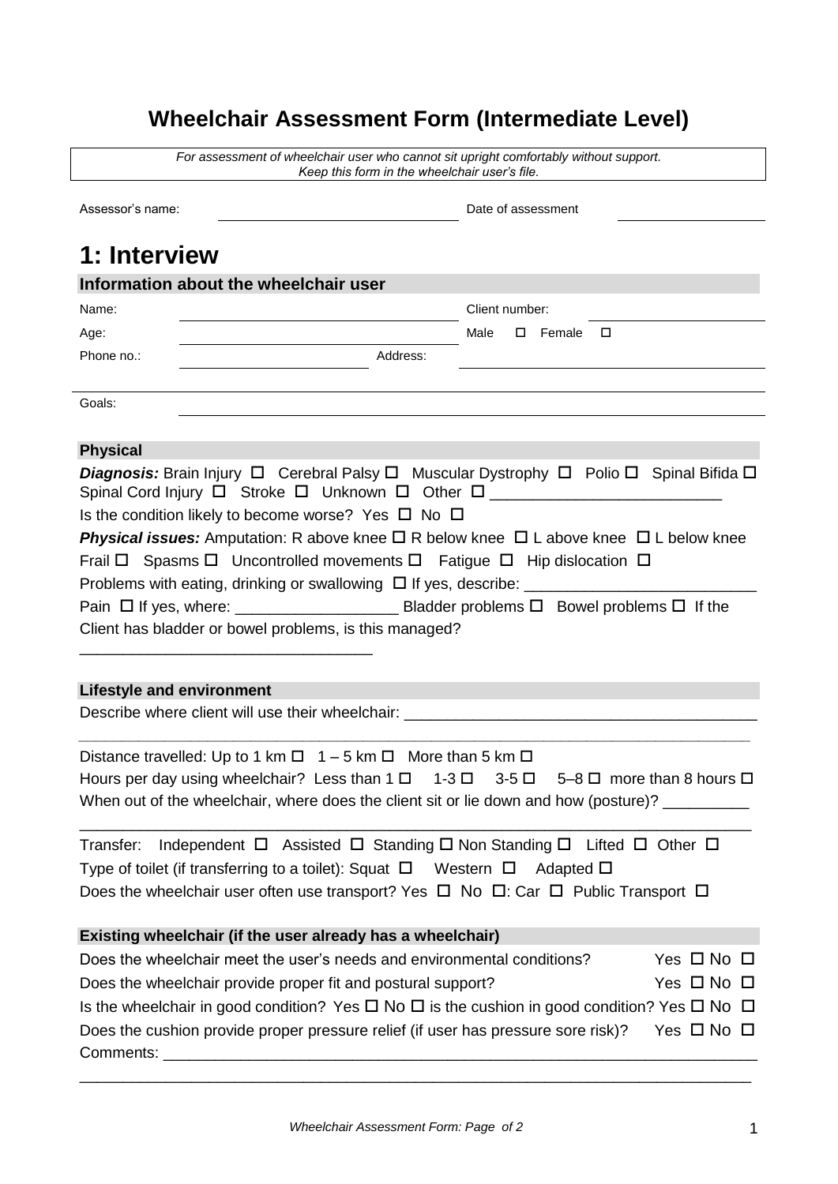# Wheelchair Assessment Form (Intermediate Level)

*For assessment of wheelchair user who cannot sit upright comfortably without support.*
*Keep this form in the wheelchair user's file.*

Assessor's name: ____________________ Date of assessment ____________

# 1: Interview

## Information about the wheelchair user

Name: ____________________ Client number: ____________

Age: ____________________ Male ☐ Female ☐

Phone no.: ____________ Address: ____________________

Goals: ____________________

## Physical

***Diagnosis:*** Brain Injury ☐ Cerebral Palsy ☐ Muscular Dystrophy ☐ Polio ☐ Spinal Bifida ☐ Spinal Cord Injury ☐ Stroke ☐ Unknown ☐ Other ☐ ___________________________

Is the condition likely to become worse? Yes ☐ No ☐

***Physical issues:*** Amputation: R above knee ☐ R below knee ☐ L above knee ☐ L below knee

Frail ☐ Spasms ☐ Uncontrolled movements ☐ Fatigue ☐ Hip dislocation ☐

Problems with eating, drinking or swallowing ☐ If yes, describe: ___________________________

Pain ☐ If yes, where: ___________________ Bladder problems ☐ Bowel problems ☐ If the Client has bladder or bowel problems, is this managed?

__________________________________

## Lifestyle and environment

Describe where client will use their wheelchair: _________________________________________

_________________________________________________________________________________

Distance travelled: Up to 1 km ☐ 1 – 5 km ☐ More than 5 km ☐

Hours per day using wheelchair? Less than 1 ☐ 1-3 ☐ 3-5 ☐ 5–8 ☐ more than 8 hours ☐

When out of the wheelchair, where does the client sit or lie down and how (posture)? __________

_________________________________________________________________________________

Transfer: Independent ☐ Assisted ☐ Standing ☐ Non Standing ☐ Lifted ☐ Other ☐

Type of toilet (if transferring to a toilet): Squat ☐ Western ☐ Adapted ☐

Does the wheelchair user often use transport? Yes ☐ No ☐: Car ☐ Public Transport ☐

## Existing wheelchair (if the user already has a wheelchair)

Does the wheelchair meet the user's needs and environmental conditions? Yes ☐ No ☐

Does the wheelchair provide proper fit and postural support? Yes ☐ No ☐

Is the wheelchair in good condition? Yes ☐ No ☐ is the cushion in good condition? Yes ☐ No ☐

Does the cushion provide proper pressure relief (if user has pressure sore risk)? Yes ☐ No ☐

Comments: _______________________________________________________________________

_________________________________________________________________________________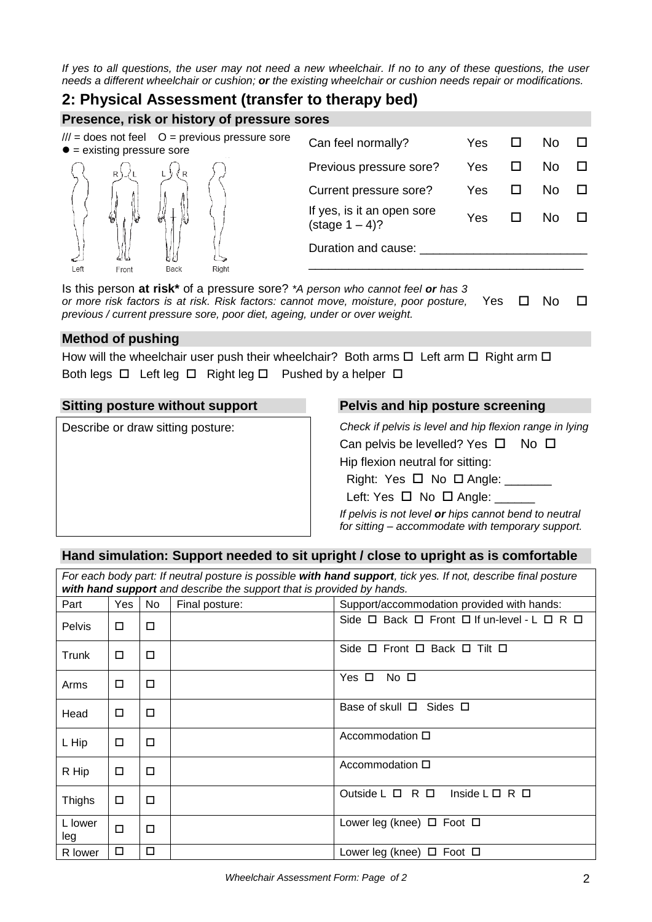*If yes to all questions, the user may not need a new wheelchair. If no to any of these questions, the user needs a different wheelchair or cushion; **or** the existing wheelchair or cushion needs repair or modifications.*

## 2: Physical Assessment (transfer to therapy bed)

### Presence, risk or history of pressure sores

/// = does not feel O = previous pressure sore
● = existing pressure sore

Left Front Back Right

| | | | | |
|---|---|---|---|---|
| Can feel normally? | Yes | ☐ | No | ☐ |
| Previous pressure sore? | Yes | ☐ | No | ☐ |
| Current pressure sore? | Yes | ☐ | No | ☐ |
| If yes, is it an open sore (stage 1 – 4)? | Yes | ☐ | No | ☐ |

Duration and cause: ________________________

________________________________________

Is this person **at risk*** of a pressure sore? **A person who cannot feel **or** has 3 or more risk factors is at risk. Risk factors: cannot move, moisture, poor posture, previous / current pressure sore, poor diet, ageing, under or over weight.* Yes ☐ No ☐

### Method of pushing

How will the wheelchair user push their wheelchair? Both arms ☐ Left arm ☐ Right arm ☐
Both legs ☐ Left leg ☐ Right leg ☐ Pushed by a helper ☐

### Sitting posture without support

Describe or draw sitting posture:

### Pelvis and hip posture screening

*Check if pelvis is level and hip flexion range in lying*

Can pelvis be levelled? Yes ☐ No ☐

Hip flexion neutral for sitting:

Right: Yes ☐ No ☐ Angle: _______

Left: Yes ☐ No ☐ Angle: ______

*If pelvis is not level **or** hips cannot bend to neutral for sitting – accommodate with temporary support.*

### Hand simulation: Support needed to sit upright / close to upright as is comfortable

*For each body part: If neutral posture is possible **with hand support**, tick yes. If not, describe final posture **with hand support** and describe the support that is provided by hands.*

| Part | Yes | No | Final posture: | Support/accommodation provided with hands: |
|---|---|---|---|---|
| Pelvis | ☐ | ☐ | | Side ☐ Back ☐ Front ☐ If un-level - L ☐ R ☐ |
| Trunk | ☐ | ☐ | | Side ☐ Front ☐ Back ☐ Tilt ☐ |
| Arms | ☐ | ☐ | | Yes ☐ No ☐ |
| Head | ☐ | ☐ | | Base of skull ☐ Sides ☐ |
| L Hip | ☐ | ☐ | | Accommodation ☐ |
| R Hip | ☐ | ☐ | | Accommodation ☐ |
| Thighs | ☐ | ☐ | | Outside L ☐ R ☐ Inside L ☐ R ☐ |
| L lower leg | ☐ | ☐ | | Lower leg (knee) ☐ Foot ☐ |
| R lower | ☐ | ☐ | | Lower leg (knee) ☐ Foot ☐ |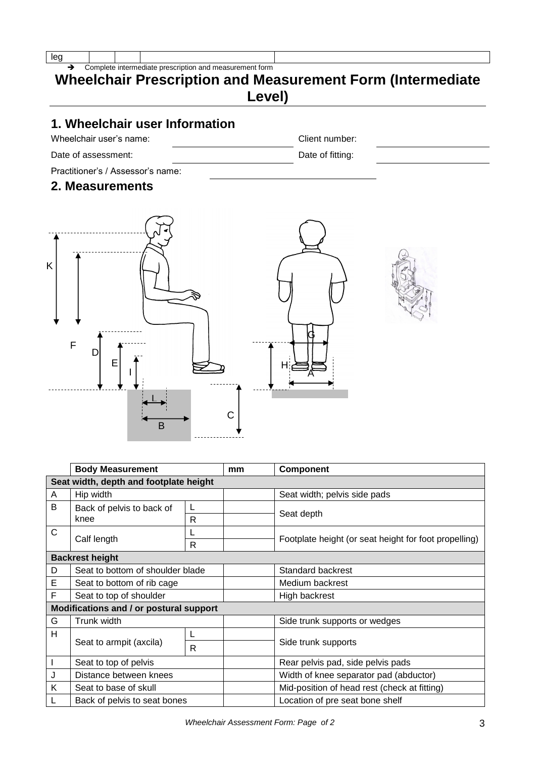| leg | | | | |
|---|---|---|---|---|

➔ Complete intermediate prescription and measurement form

# Wheelchair Prescription and Measurement Form (Intermediate Level)

## 1. Wheelchair user Information

Wheelchair user's name: ____________ Client number: ____________

Date of assessment: ____________ Date of fitting: ____________

Practitioner's / Assessor's name: ____________

## 2. Measurements

| | Body Measurement | | mm | Component |
|---|---|---|---|---|
| **Seat width, depth and footplate height** | | | | |
| A | Hip width | | | Seat width; pelvis side pads |
| B | Back of pelvis to back of knee | L | | Seat depth |
| | | R | | |
| C | Calf length | L | | Footplate height (or seat height for foot propelling) |
| | | R | | |
| **Backrest height** | | | | |
| D | Seat to bottom of shoulder blade | | | Standard backrest |
| E | Seat to bottom of rib cage | | | Medium backrest |
| F | Seat to top of shoulder | | | High backrest |
| **Modifications and / or postural support** | | | | |
| G | Trunk width | | | Side trunk supports or wedges |
| H | Seat to armpit (axcila) | L | | Side trunk supports |
| | | R | | |
| I | Seat to top of pelvis | | | Rear pelvis pad, side pelvis pads |
| J | Distance between knees | | | Width of knee separator pad (abductor) |
| K | Seat to base of skull | | | Mid-position of head rest (check at fitting) |
| L | Back of pelvis to seat bones | | | Location of pre seat bone shelf |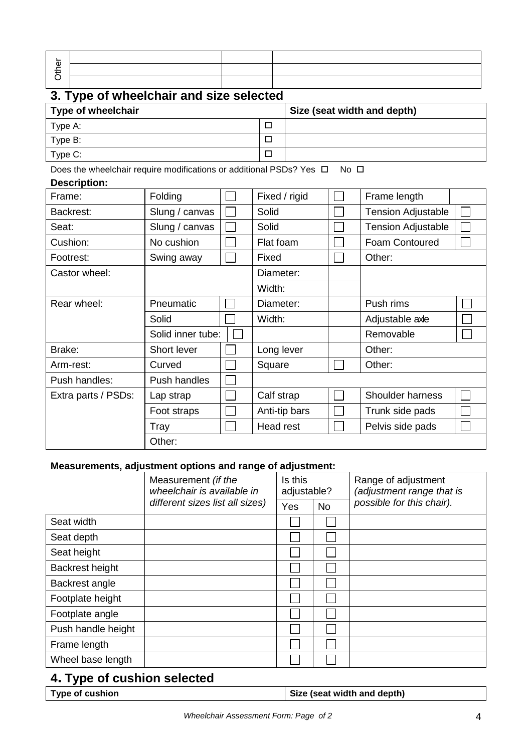| Other | | | |
|---|---|---|---|
| | | | |
| | | | |

## 3. Type of wheelchair and size selected

| Type of wheelchair | | Size (seat width and depth) |
|---|---|---|
| Type A: | ☐ | |
| Type B: | ☐ | |
| Type C: | ☐ | |

Does the wheelchair require modifications or additional PSDs? Yes ☐ No ☐

**Description:**

| | | | | | | |
|---|---|---|---|---|---|---|
| Frame: | Folding | ☐ | Fixed / rigid | ☐ | Frame length | |
| Backrest: | Slung / canvas | ☐ | Solid | ☐ | Tension Adjustable | ☐ |
| Seat: | Slung / canvas | ☐ | Solid | ☐ | Tension Adjustable | ☐ |
| Cushion: | No cushion | ☐ | Flat foam | ☐ | Foam Contoured | ☐ |
| Footrest: | Swing away | ☐ | Fixed | ☐ | Other: | |
| Castor wheel: | | | Diameter: | | | |
| | | | Width: | | | |
| Rear wheel: | Pneumatic | ☐ | Diameter: | | Push rims | ☐ |
| | Solid | ☐ | Width: | | Adjustable axle | ☐ |
| | Solid inner tube: | ☐ | | | Removable | ☐ |
| Brake: | Short lever | ☐ | Long lever | | Other: | |
| Arm-rest: | Curved | ☐ | Square | ☐ | Other: | |
| Push handles: | Push handles | ☐ | | | | |
| Extra parts / PSDs: | Lap strap | ☐ | Calf strap | ☐ | Shoulder harness | ☐ |
| | Foot straps | ☐ | Anti-tip bars | ☐ | Trunk side pads | ☐ |
| | Tray | ☐ | Head rest | ☐ | Pelvis side pads | ☐ |
| | Other: | | | | | |

**Measurements, adjustment options and range of adjustment:**

| | Measurement *(if the wheelchair is available in different sizes list all sizes)* | Is this adjustable? | | Range of adjustment *(adjustment range that is possible for this chair).* |
|---|---|---|---|---|
| | | Yes | No | |
| Seat width | | ☐ | ☐ | |
| Seat depth | | ☐ | ☐ | |
| Seat height | | ☐ | ☐ | |
| Backrest height | | ☐ | ☐ | |
| Backrest angle | | ☐ | ☐ | |
| Footplate height | | ☐ | ☐ | |
| Footplate angle | | ☐ | ☐ | |
| Push handle height | | ☐ | ☐ | |
| Frame length | | ☐ | ☐ | |
| Wheel base length | | ☐ | ☐ | |

## 4. Type of cushion selected

| Type of cushion | Size (seat width and depth) |
|---|---|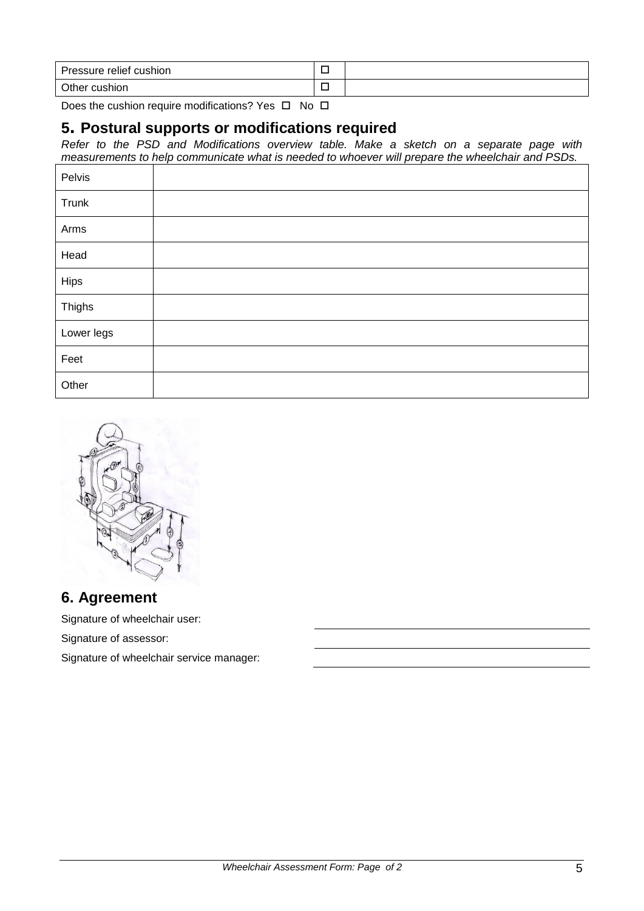| Pressure relief cushion | ☐ | |
|---|---|---|
| Other cushion | ☐ | |

Does the cushion require modifications? Yes ☐ No ☐

## 5. Postural supports or modifications required

*Refer to the PSD and Modifications overview table. Make a sketch on a separate page with measurements to help communicate what is needed to whoever will prepare the wheelchair and PSDs.*

| Pelvis | |
|---|---|
| Trunk | |
| Arms | |
| Head | |
| Hips | |
| Thighs | |
| Lower legs | |
| Feet | |
| Other | |

## 6. Agreement

Signature of wheelchair user: \_\_\_\_\_\_\_\_\_\_\_\_\_\_\_\_\_\_\_\_

Signature of assessor: \_\_\_\_\_\_\_\_\_\_\_\_\_\_\_\_\_\_\_\_

Signature of wheelchair service manager: \_\_\_\_\_\_\_\_\_\_\_\_\_\_\_\_\_\_\_\_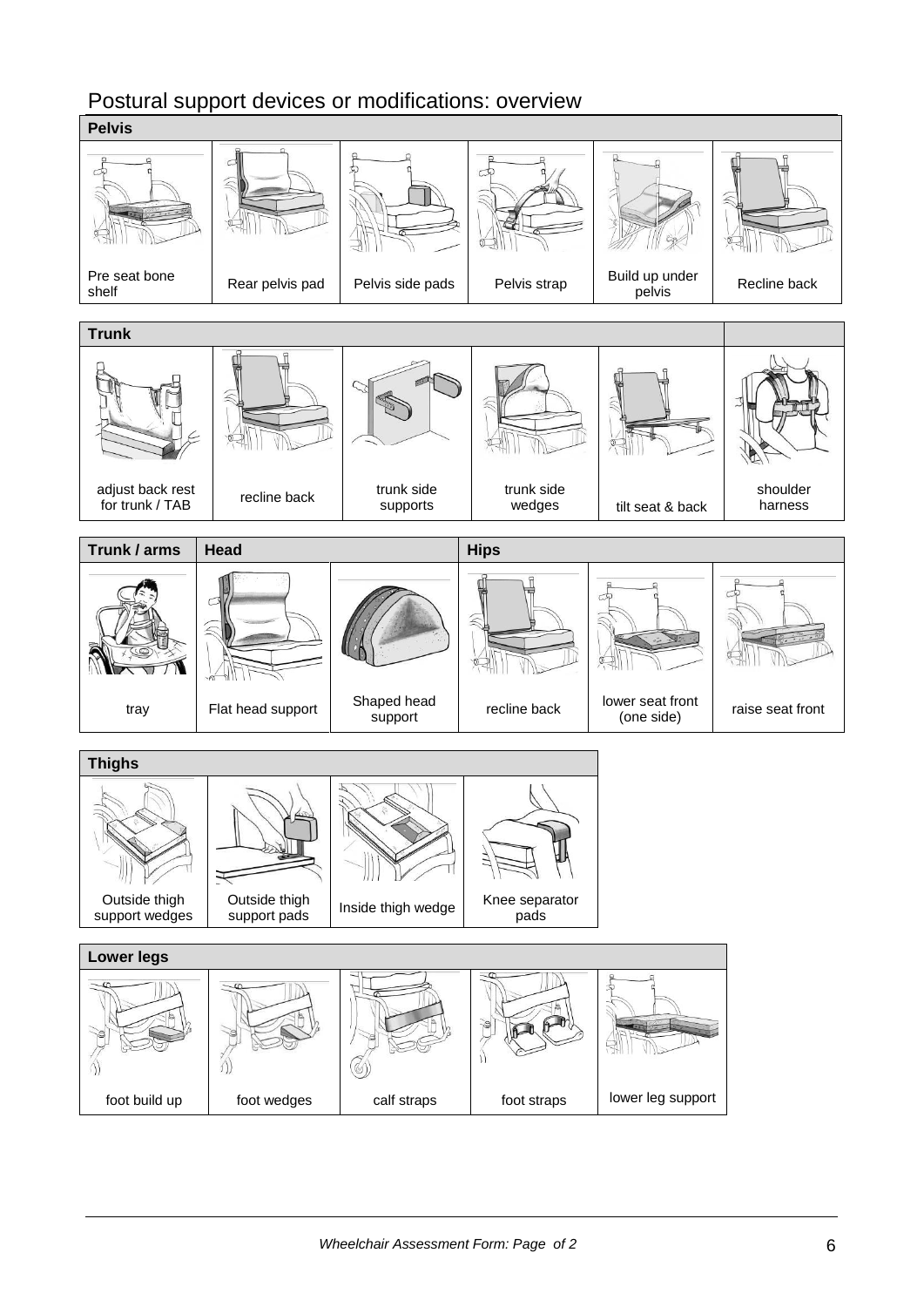## Postural support devices or modifications: overview

| Pelvis | | | | | |
|---|---|---|---|---|---|
| Pre seat bone shelf | Rear pelvis pad | Pelvis side pads | Pelvis strap | Build up under pelvis | Recline back |

| Trunk | | | | | |
|---|---|---|---|---|---|
| adjust back rest for trunk / TAB | recline back | trunk side supports | trunk side wedges | tilt seat & back | shoulder harness |

| Trunk / arms | Head | | Hips | | |
|---|---|---|---|---|---|
| tray | Flat head support | Shaped head support | recline back | lower seat front (one side) | raise seat front |

| Thighs | | | |
|---|---|---|---|
| Outside thigh support wedges | Outside thigh support pads | Inside thigh wedge | Knee separator pads |

| Lower legs | | | | |
|---|---|---|---|---|
| foot build up | foot wedges | calf straps | foot straps | lower leg support |

*Wheelchair Assessment Form: Page of 2*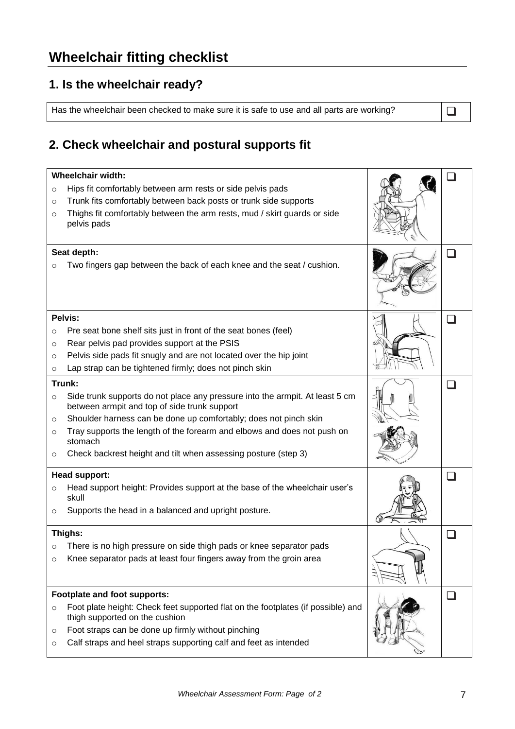# Wheelchair fitting checklist

## 1. Is the wheelchair ready?

| Has the wheelchair been checked to make sure it is safe to use and all parts are working? | ☐ |
|---|---|

## 2. Check wheelchair and postural supports fit

| Item | |
|---|---|
| **Wheelchair width:**<br>○ Hips fit comfortably between arm rests or side pelvis pads<br>○ Trunk fits comfortably between back posts or trunk side supports<br>○ Thighs fit comfortably between the arm rests, mud / skirt guards or side pelvis pads | ☐ |
| **Seat depth:**<br>○ Two fingers gap between the back of each knee and the seat / cushion. | ☐ |
| **Pelvis:**<br>○ Pre seat bone shelf sits just in front of the seat bones (feel)<br>○ Rear pelvis pad provides support at the PSIS<br>○ Pelvis side pads fit snugly and are not located over the hip joint<br>○ Lap strap can be tightened firmly; does not pinch skin | ☐ |
| **Trunk:**<br>○ Side trunk supports do not place any pressure into the armpit. At least 5 cm between armpit and top of side trunk support<br>○ Shoulder harness can be done up comfortably; does not pinch skin<br>○ Tray supports the length of the forearm and elbows and does not push on stomach<br>○ Check backrest height and tilt when assessing posture (step 3) | ☐ |
| **Head support:**<br>○ Head support height: Provides support at the base of the wheelchair user's skull<br>○ Supports the head in a balanced and upright posture. | ☐ |
| **Thighs:**<br>○ There is no high pressure on side thigh pads or knee separator pads<br>○ Knee separator pads at least four fingers away from the groin area | ☐ |
| **Footplate and foot supports:**<br>○ Foot plate height: Check feet supported flat on the footplates (if possible) and thigh supported on the cushion<br>○ Foot straps can be done up firmly without pinching<br>○ Calf straps and heel straps supporting calf and feet as intended | ☐ |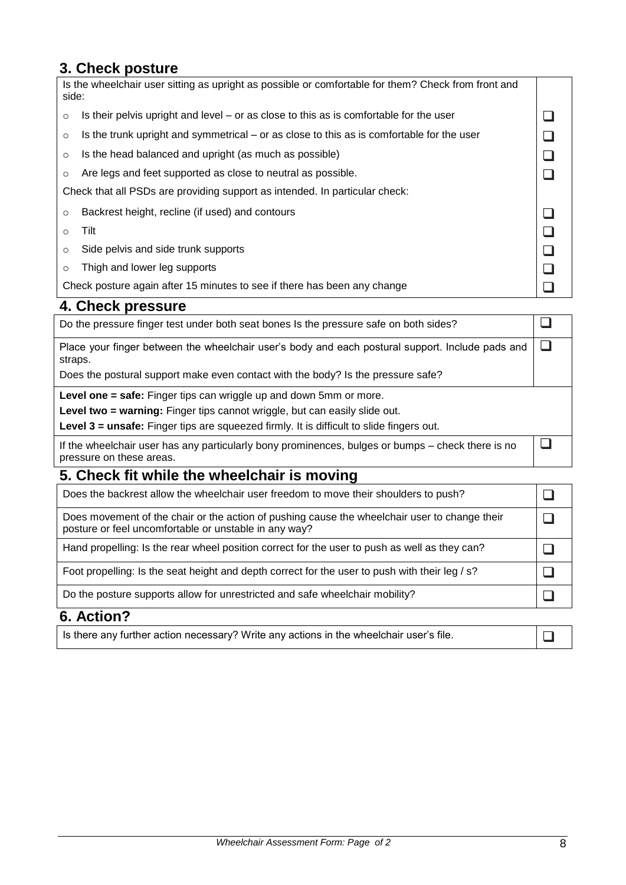## 3. Check posture

| Is the wheelchair user sitting as upright as possible or comfortable for them? Check from front and side: | |
|---|---|
| ○ Is their pelvis upright and level – or as close to this as is comfortable for the user | ☐ |
| ○ Is the trunk upright and symmetrical – or as close to this as is comfortable for the user | ☐ |
| ○ Is the head balanced and upright (as much as possible) | ☐ |
| ○ Are legs and feet supported as close to neutral as possible. | ☐ |
| Check that all PSDs are providing support as intended. In particular check: | |
| ○ Backrest height, recline (if used) and contours | ☐ |
| ○ Tilt | ☐ |
| ○ Side pelvis and side trunk supports | ☐ |
| ○ Thigh and lower leg supports | ☐ |
| Check posture again after 15 minutes to see if there has been any change | ☐ |

## 4. Check pressure

| | |
|---|---|
| Do the pressure finger test under both seat bones Is the pressure safe on both sides? | ☐ |
| Place your finger between the wheelchair user's body and each postural support. Include pads and straps.<br>Does the postural support make even contact with the body? Is the pressure safe? | ☐ |
| **Level one = safe:** Finger tips can wriggle up and down 5mm or more.<br>**Level two = warning:** Finger tips cannot wriggle, but can easily slide out.<br>**Level 3 = unsafe:** Finger tips are squeezed firmly. It is difficult to slide fingers out. | |
| If the wheelchair user has any particularly bony prominences, bulges or bumps – check there is no pressure on these areas. | ☐ |

## 5. Check fit while the wheelchair is moving

| | |
|---|---|
| Does the backrest allow the wheelchair user freedom to move their shoulders to push? | ☐ |
| Does movement of the chair or the action of pushing cause the wheelchair user to change their posture or feel uncomfortable or unstable in any way? | ☐ |
| Hand propelling: Is the rear wheel position correct for the user to push as well as they can? | ☐ |
| Foot propelling: Is the seat height and depth correct for the user to push with their leg / s? | ☐ |
| Do the posture supports allow for unrestricted and safe wheelchair mobility? | ☐ |

## 6. Action?

| | |
|---|---|
| Is there any further action necessary? Write any actions in the wheelchair user's file. | ☐ |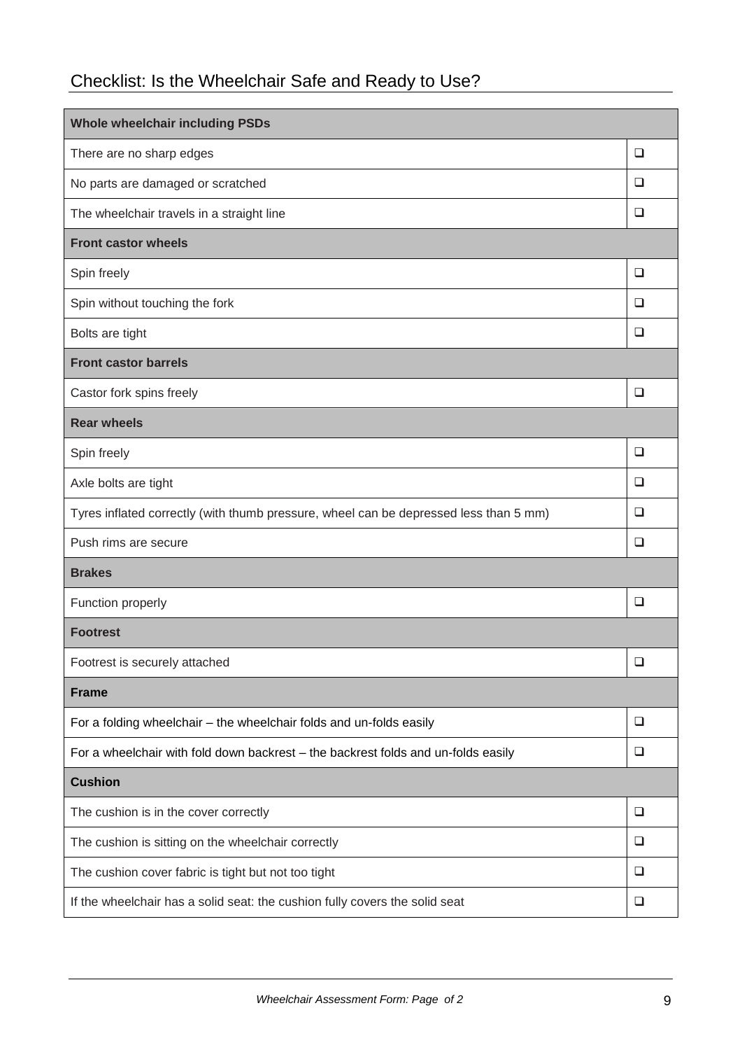## Checklist: Is the Wheelchair Safe and Ready to Use?

| **Whole wheelchair including PSDs** | |
|---|---|
| There are no sharp edges | ❑ |
| No parts are damaged or scratched | ❑ |
| The wheelchair travels in a straight line | ❑ |
| **Front castor wheels** | |
| Spin freely | ❑ |
| Spin without touching the fork | ❑ |
| Bolts are tight | ❑ |
| **Front castor barrels** | |
| Castor fork spins freely | ❑ |
| **Rear wheels** | |
| Spin freely | ❑ |
| Axle bolts are tight | ❑ |
| Tyres inflated correctly (with thumb pressure, wheel can be depressed less than 5 mm) | ❑ |
| Push rims are secure | ❑ |
| **Brakes** | |
| Function properly | ❑ |
| **Footrest** | |
| Footrest is securely attached | ❑ |
| **Frame** | |
| For a folding wheelchair – the wheelchair folds and un-folds easily | ❑ |
| For a wheelchair with fold down backrest – the backrest folds and un-folds easily | ❑ |
| **Cushion** | |
| The cushion is in the cover correctly | ❑ |
| The cushion is sitting on the wheelchair correctly | ❑ |
| The cushion cover fabric is tight but not too tight | ❑ |
| If the wheelchair has a solid seat: the cushion fully covers the solid seat | ❑ |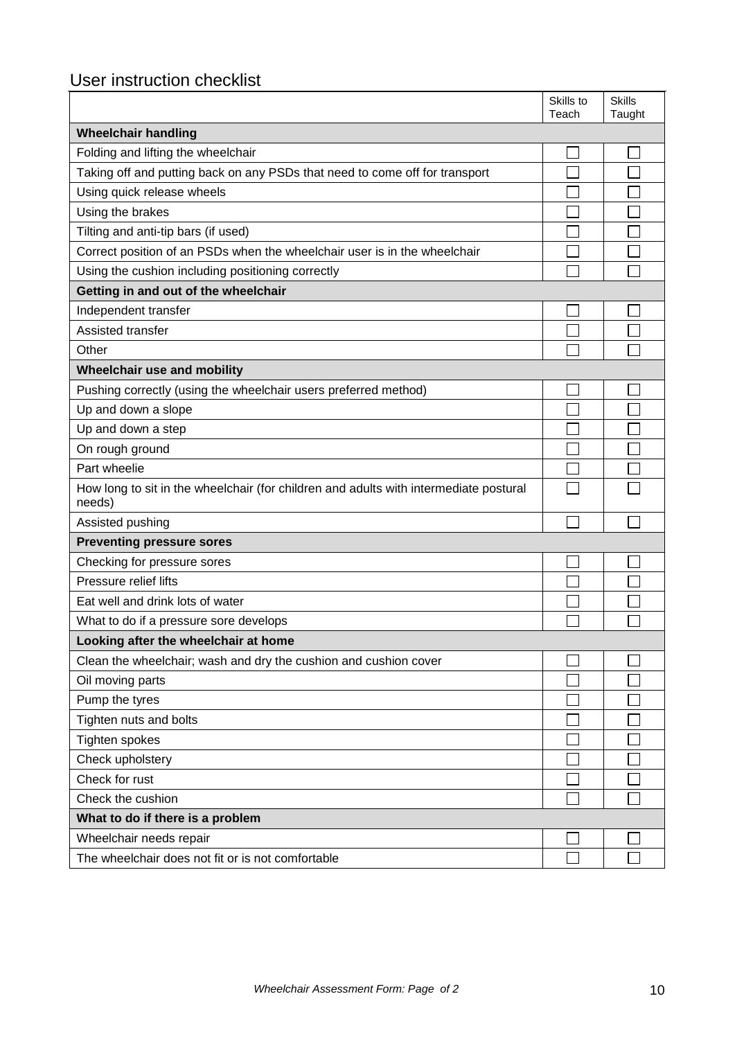## User instruction checklist

| | Skills to Teach | Skills Taught |
|---|---|---|
| **Wheelchair handling** | | |
| Folding and lifting the wheelchair | ☐ | ☐ |
| Taking off and putting back on any PSDs that need to come off for transport | ☐ | ☐ |
| Using quick release wheels | ☐ | ☐ |
| Using the brakes | ☐ | ☐ |
| Tilting and anti-tip bars (if used) | ☐ | ☐ |
| Correct position of an PSDs when the wheelchair user is in the wheelchair | ☐ | ☐ |
| Using the cushion including positioning correctly | ☐ | ☐ |
| **Getting in and out of the wheelchair** | | |
| Independent transfer | ☐ | ☐ |
| Assisted transfer | ☐ | ☐ |
| Other | ☐ | ☐ |
| **Wheelchair use and mobility** | | |
| Pushing correctly (using the wheelchair users preferred method) | ☐ | ☐ |
| Up and down a slope | ☐ | ☐ |
| Up and down a step | ☐ | ☐ |
| On rough ground | ☐ | ☐ |
| Part wheelie | ☐ | ☐ |
| How long to sit in the wheelchair (for children and adults with intermediate postural needs) | ☐ | ☐ |
| Assisted pushing | ☐ | ☐ |
| **Preventing pressure sores** | | |
| Checking for pressure sores | ☐ | ☐ |
| Pressure relief lifts | ☐ | ☐ |
| Eat well and drink lots of water | ☐ | ☐ |
| What to do if a pressure sore develops | ☐ | ☐ |
| **Looking after the wheelchair at home** | | |
| Clean the wheelchair; wash and dry the cushion and cushion cover | ☐ | ☐ |
| Oil moving parts | ☐ | ☐ |
| Pump the tyres | ☐ | ☐ |
| Tighten nuts and bolts | ☐ | ☐ |
| Tighten spokes | ☐ | ☐ |
| Check upholstery | ☐ | ☐ |
| Check for rust | ☐ | ☐ |
| Check the cushion | ☐ | ☐ |
| **What to do if there is a problem** | | |
| Wheelchair needs repair | ☐ | ☐ |
| The wheelchair does not fit or is not comfortable | ☐ | ☐ |